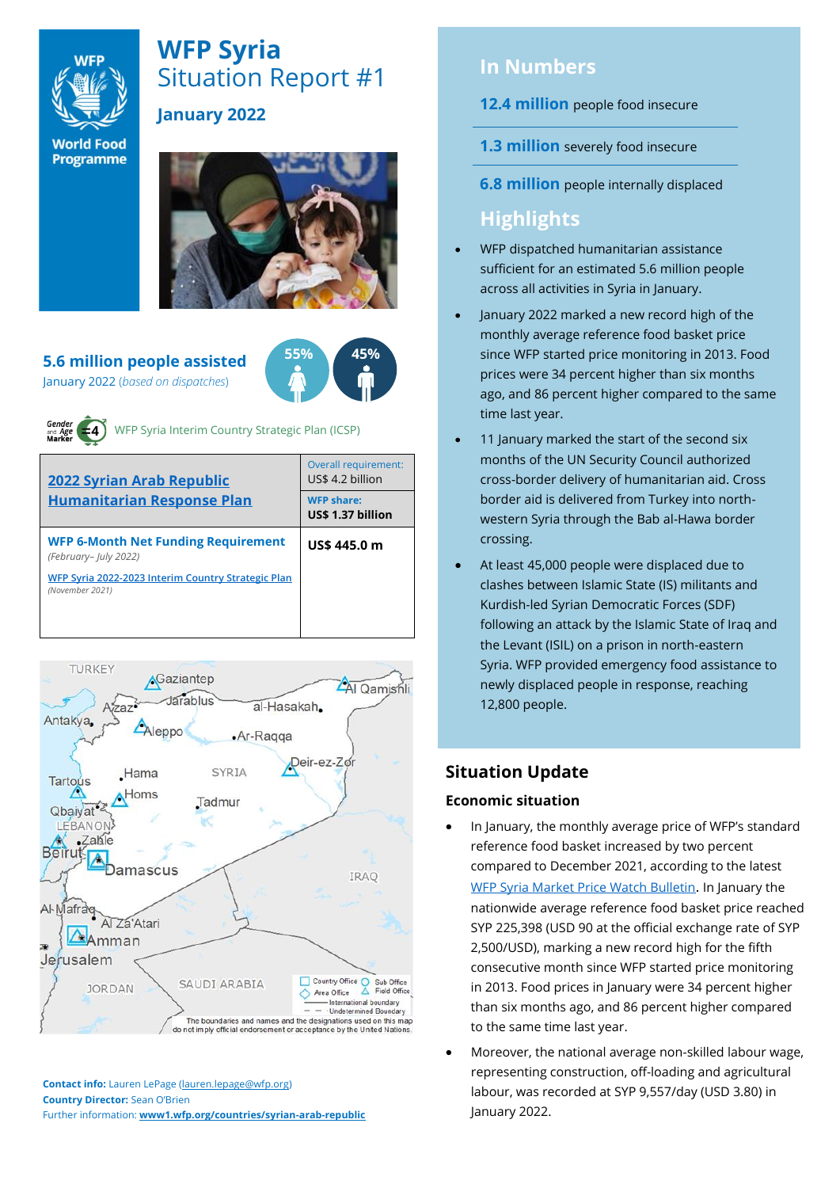# WFP Syria

## Situation Report #1

### January 2022

**5.6 million people assisted**
January 2022 (*based on dispatches*)

55% 45%

WFP Syria Interim Country Strategic Plan (ICSP)

| 2022 Syrian Arab Republic Humanitarian Response Plan | Overall requirement: US$ 4.2 billion |
|---|---|
| | **WFP share:** **US$ 1.37 billion** |
| **WFP 6-Month Net Funding Requirement** *(February– July 2022)* WFP Syria 2022-2023 Interim Country Strategic Plan *(November 2021)* | **US$ 445.0 m** |

**Contact info:** Lauren LePage (lauren.lepage@wfp.org)
**Country Director:** Sean O'Brien
Further information: **www1.wfp.org/countries/syrian-arab-republic**

## In Numbers

**12.4 million** people food insecure

**1.3 million** severely food insecure

**6.8 million** people internally displaced

## Highlights

- WFP dispatched humanitarian assistance sufficient for an estimated 5.6 million people across all activities in Syria in January.
- January 2022 marked a new record high of the monthly average reference food basket price since WFP started price monitoring in 2013. Food prices were 34 percent higher than six months ago, and 86 percent higher compared to the same time last year.
- 11 January marked the start of the second six months of the UN Security Council authorized cross-border delivery of humanitarian aid. Cross border aid is delivered from Turkey into north-western Syria through the Bab al-Hawa border crossing.
- At least 45,000 people were displaced due to clashes between Islamic State (IS) militants and Kurdish-led Syrian Democratic Forces (SDF) following an attack by the Islamic State of Iraq and the Levant (ISIL) on a prison in north-eastern Syria. WFP provided emergency food assistance to newly displaced people in response, reaching 12,800 people.

## Situation Update

### Economic situation

- In January, the monthly average price of WFP's standard reference food basket increased by two percent compared to December 2021, according to the latest WFP Syria Market Price Watch Bulletin. In January the nationwide average reference food basket price reached SYP 225,398 (USD 90 at the official exchange rate of SYP 2,500/USD), marking a new record high for the fifth consecutive month since WFP started price monitoring in 2013. Food prices in January were 34 percent higher than six months ago, and 86 percent higher compared to the same time last year.
- Moreover, the national average non-skilled labour wage, representing construction, off-loading and agricultural labour, was recorded at SYP 9,557/day (USD 3.80) in January 2022.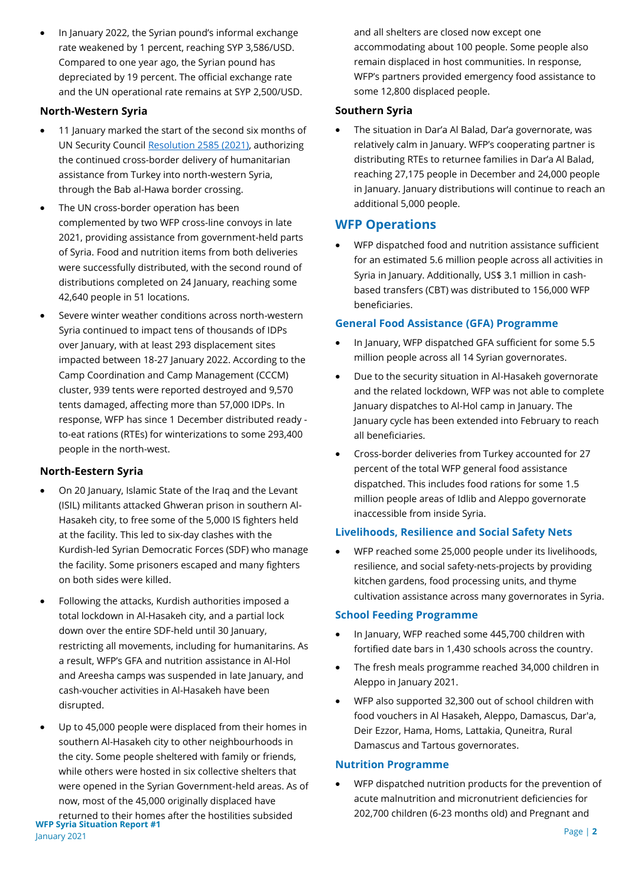- In January 2022, the Syrian pound's informal exchange rate weakened by 1 percent, reaching SYP 3,586/USD. Compared to one year ago, the Syrian pound has depreciated by 19 percent. The official exchange rate and the UN operational rate remains at SYP 2,500/USD.

### North-Western Syria

- 11 January marked the start of the second six months of UN Security Council Resolution 2585 (2021), authorizing the continued cross-border delivery of humanitarian assistance from Turkey into north-western Syria, through the Bab al-Hawa border crossing.
- The UN cross-border operation has been complemented by two WFP cross-line convoys in late 2021, providing assistance from government-held parts of Syria. Food and nutrition items from both deliveries were successfully distributed, with the second round of distributions completed on 24 January, reaching some 42,640 people in 51 locations.
- Severe winter weather conditions across north-western Syria continued to impact tens of thousands of IDPs over January, with at least 293 displacement sites impacted between 18-27 January 2022. According to the Camp Coordination and Camp Management (CCCM) cluster, 939 tents were reported destroyed and 9,570 tents damaged, affecting more than 57,000 IDPs. In response, WFP has since 1 December distributed ready - to-eat rations (RTEs) for winterizations to some 293,400 people in the north-west.

### North-Eestern Syria

- On 20 January, Islamic State of the Iraq and the Levant (ISIL) militants attacked Ghweran prison in southern Al-Hasakeh city, to free some of the 5,000 IS fighters held at the facility. This led to six-day clashes with the Kurdish-led Syrian Democratic Forces (SDF) who manage the facility. Some prisoners escaped and many fighters on both sides were killed.
- Following the attacks, Kurdish authorities imposed a total lockdown in Al-Hasakeh city, and a partial lock down over the entire SDF-held until 30 January, restricting all movements, including for humanitarins. As a result, WFP's GFA and nutrition assistance in Al-Hol and Areesha camps was suspended in late January, and cash-voucher activities in Al-Hasakeh have been disrupted.
- Up to 45,000 people were displaced from their homes in southern Al-Hasakeh city to other neighbourhoods in the city. Some people sheltered with family or friends, while others were hosted in six collective shelters that were opened in the Syrian Government-held areas. As of now, most of the 45,000 originally displaced have returned to their homes after the hostilities subsided and all shelters are closed now except one accommodating about 100 people. Some people also remain displaced in host communities. In response, WFP's partners provided emergency food assistance to some 12,800 displaced people.

### Southern Syria

- The situation in Dar'a Al Balad, Dar'a governorate, was relatively calm in January. WFP's cooperating partner is distributing RTEs to returnee families in Dar'a Al Balad, reaching 27,175 people in December and 24,000 people in January. January distributions will continue to reach an additional 5,000 people.

## WFP Operations

- WFP dispatched food and nutrition assistance sufficient for an estimated 5.6 million people across all activities in Syria in January. Additionally, US$ 3.1 million in cash-based transfers (CBT) was distributed to 156,000 WFP beneficiaries.

### General Food Assistance (GFA) Programme

- In January, WFP dispatched GFA sufficient for some 5.5 million people across all 14 Syrian governorates.
- Due to the security situation in Al-Hasakeh governorate and the related lockdown, WFP was not able to complete January dispatches to Al-Hol camp in January. The January cycle has been extended into February to reach all beneficiaries.
- Cross-border deliveries from Turkey accounted for 27 percent of the total WFP general food assistance dispatched. This includes food rations for some 1.5 million people areas of Idlib and Aleppo governorate inaccessible from inside Syria.

### Livelihoods, Resilience and Social Safety Nets

- WFP reached some 25,000 people under its livelihoods, resilience, and social safety-nets-projects by providing kitchen gardens, food processing units, and thyme cultivation assistance across many governorates in Syria.

### School Feeding Programme

- In January, WFP reached some 445,700 children with fortified date bars in 1,430 schools across the country.
- The fresh meals programme reached 34,000 children in Aleppo in January 2021.
- WFP also supported 32,300 out of school children with food vouchers in Al Hasakeh, Aleppo, Damascus, Dar'a, Deir Ezzor, Hama, Homs, Lattakia, Quneitra, Rural Damascus and Tartous governorates.

### Nutrition Programme

- WFP dispatched nutrition products for the prevention of acute malnutrition and micronutrient deficiencies for 202,700 children (6-23 months old) and Pregnant and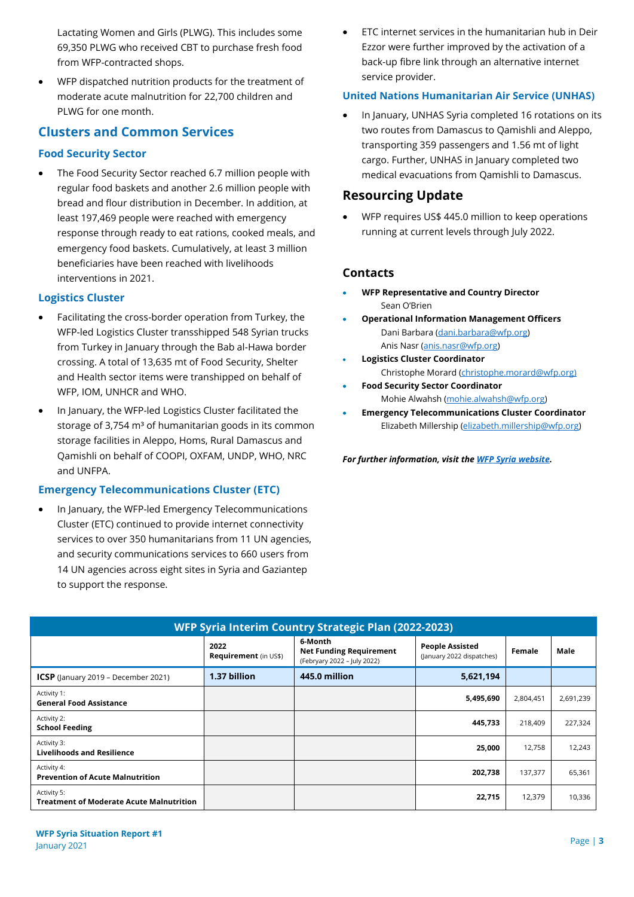Lactating Women and Girls (PLWG). This includes some 69,350 PLWG who received CBT to purchase fresh food from WFP-contracted shops.

- WFP dispatched nutrition products for the treatment of moderate acute malnutrition for 22,700 children and PLWG for one month.

## Clusters and Common Services

### Food Security Sector

- The Food Security Sector reached 6.7 million people with regular food baskets and another 2.6 million people with bread and flour distribution in December. In addition, at least 197,469 people were reached with emergency response through ready to eat rations, cooked meals, and emergency food baskets. Cumulatively, at least 3 million beneficiaries have been reached with livelihoods interventions in 2021.

### Logistics Cluster

- Facilitating the cross-border operation from Turkey, the WFP-led Logistics Cluster transshipped 548 Syrian trucks from Turkey in January through the Bab al-Hawa border crossing. A total of 13,635 mt of Food Security, Shelter and Health sector items were transhipped on behalf of WFP, IOM, UNHCR and WHO.
- In January, the WFP-led Logistics Cluster facilitated the storage of 3,754 m³ of humanitarian goods in its common storage facilities in Aleppo, Homs, Rural Damascus and Qamishli on behalf of COOPI, OXFAM, UNDP, WHO, NRC and UNFPA.

### Emergency Telecommunications Cluster (ETC)

- In January, the WFP-led Emergency Telecommunications Cluster (ETC) continued to provide internet connectivity services to over 350 humanitarians from 11 UN agencies, and security communications services to 660 users from 14 UN agencies across eight sites in Syria and Gaziantep to support the response.
- ETC internet services in the humanitarian hub in Deir Ezzor were further improved by the activation of a back-up fibre link through an alternative internet service provider.

### United Nations Humanitarian Air Service (UNHAS)

- In January, UNHAS Syria completed 16 rotations on its two routes from Damascus to Qamishli and Aleppo, transporting 359 passengers and 1.56 mt of light cargo. Further, UNHAS in January completed two medical evacuations from Qamishli to Damascus.

## Resourcing Update

- WFP requires US$ 445.0 million to keep operations running at current levels through July 2022.

## Contacts

- **WFP Representative and Country Director**
  Sean O'Brien
- **Operational Information Management Officers**
  Dani Barbara (dani.barbara@wfp.org)
  Anis Nasr (anis.nasr@wfp.org)
- **Logistics Cluster Coordinator**
  Christophe Morard (christophe.morard@wfp.org)
- **Food Security Sector Coordinator**
  Mohie Alwahsh (mohie.alwahsh@wfp.org)
- **Emergency Telecommunications Cluster Coordinator**
  Elizabeth Millership (elizabeth.millership@wfp.org)

***For further information, visit the WFP Syria website.***

**WFP Syria Interim Country Strategic Plan (2022-2023)**

| | 2022 **Requirement** (in US$) | **6-Month Net Funding Requirement** (Febryary 2022 – July 2022) | **People Assisted** (January 2022 dispatches) | Female | Male |
|---|---|---|---|---|---|
| **ICSP** (January 2019 – December 2021) | **1.37 billion** | **445.0 million** | **5,621,194** | | |
| Activity 1: **General Food Assistance** | | | **5,495,690** | 2,804,451 | 2,691,239 |
| Activity 2: **School Feeding** | | | **445,733** | 218,409 | 227,324 |
| Activity 3: **Livelihoods and Resilience** | | | **25,000** | 12,758 | 12,243 |
| Activity 4: **Prevention of Acute Malnutrition** | | | **202,738** | 137,377 | 65,361 |
| Activity 5: **Treatment of Moderate Acute Malnutrition** | | | **22,715** | 12,379 | 10,336 |